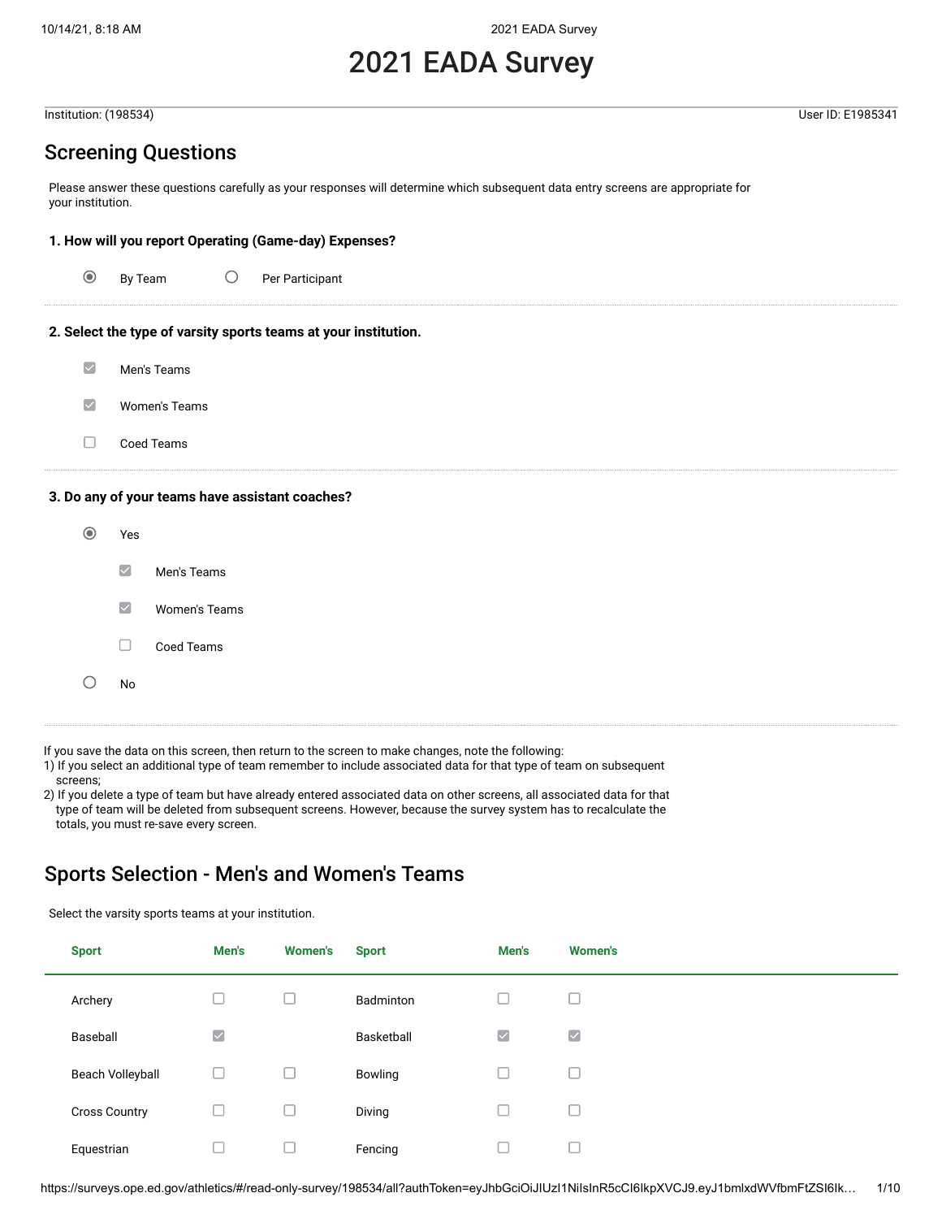# 2021 EADA Survey

Institution: (198534) User ID: E1985341

## Screening Questions

Please answer these questions carefully as your responses will determine which subsequent data entry screens are appropriate for your institution.

**1. How will you report Operating (Game-day) Expenses?**

- (●) By Team
- ( ) Per Participant

**2. Select the type of varsity sports teams at your institution.**

- [x] Men's Teams
- [x] Women's Teams
- [ ] Coed Teams

**3. Do any of your teams have assistant coaches?**

- (●) Yes
  - [x] Men's Teams
  - [x] Women's Teams
  - [ ] Coed Teams
- ( ) No

If you save the data on this screen, then return to the screen to make changes, note the following:
1) If you select an additional type of team remember to include associated data for that type of team on subsequent screens;
2) If you delete a type of team but have already entered associated data on other screens, all associated data for that type of team will be deleted from subsequent screens. However, because the survey system has to recalculate the totals, you must re-save every screen.

## Sports Selection - Men's and Women's Teams

Select the varsity sports teams at your institution.

| Sport | Men's | Women's | Sport | Men's | Women's |
|---|---|---|---|---|---|
| Archery | [ ] | [ ] | Badminton | [ ] | [ ] |
| Baseball | [x] | | Basketball | [x] | [x] |
| Beach Volleyball | [ ] | [ ] | Bowling | [ ] | [ ] |
| Cross Country | [ ] | [ ] | Diving | [ ] | [ ] |
| Equestrian | [ ] | [ ] | Fencing | [ ] | [ ] |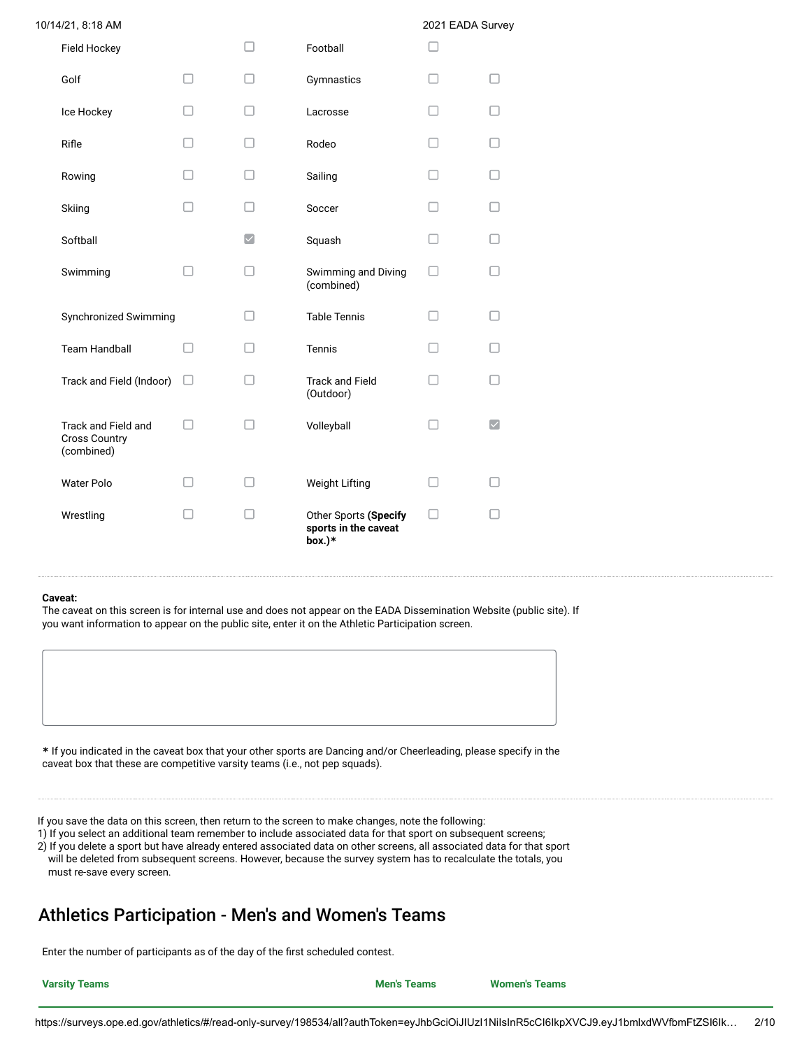| | | | | | |
|---|---|---|---|---|---|
| Field Hockey | | ☐ | Football | ☐ | |
| Golf | ☐ | ☐ | Gymnastics | ☐ | ☐ |
| Ice Hockey | ☐ | ☐ | Lacrosse | ☐ | ☐ |
| Rifle | ☐ | ☐ | Rodeo | ☐ | ☐ |
| Rowing | ☐ | ☐ | Sailing | ☐ | ☐ |
| Skiing | ☐ | ☐ | Soccer | ☐ | ☐ |
| Softball | | ☑ | Squash | ☐ | ☐ |
| Swimming | ☐ | ☐ | Swimming and Diving (combined) | ☐ | ☐ |
| Synchronized Swimming | | ☐ | Table Tennis | ☐ | ☐ |
| Team Handball | ☐ | ☐ | Tennis | ☐ | ☐ |
| Track and Field (Indoor) | ☐ | ☐ | Track and Field (Outdoor) | ☐ | ☐ |
| Track and Field and Cross Country (combined) | ☐ | ☐ | Volleyball | ☐ | ☑ |
| Water Polo | ☐ | ☐ | Weight Lifting | ☐ | ☐ |
| Wrestling | ☐ | ☐ | Other Sports **(Specify sports in the caveat box.)*** | ☐ | ☐ |

**Caveat:**
The caveat on this screen is for internal use and does not appear on the EADA Dissemination Website (public site). If you want information to appear on the public site, enter it on the Athletic Participation screen.

**\*** If you indicated in the caveat box that your other sports are Dancing and/or Cheerleading, please specify in the caveat box that these are competitive varsity teams (i.e., not pep squads).

If you save the data on this screen, then return to the screen to make changes, note the following:
1) If you select an additional team remember to include associated data for that sport on subsequent screens;
2) If you delete a sport but have already entered associated data on other screens, all associated data for that sport will be deleted from subsequent screens. However, because the survey system has to recalculate the totals, you must re-save every screen.

## Athletics Participation - Men's and Women's Teams

Enter the number of participants as of the day of the first scheduled contest.

| Varsity Teams | Men's Teams | Women's Teams |
|---|---|---|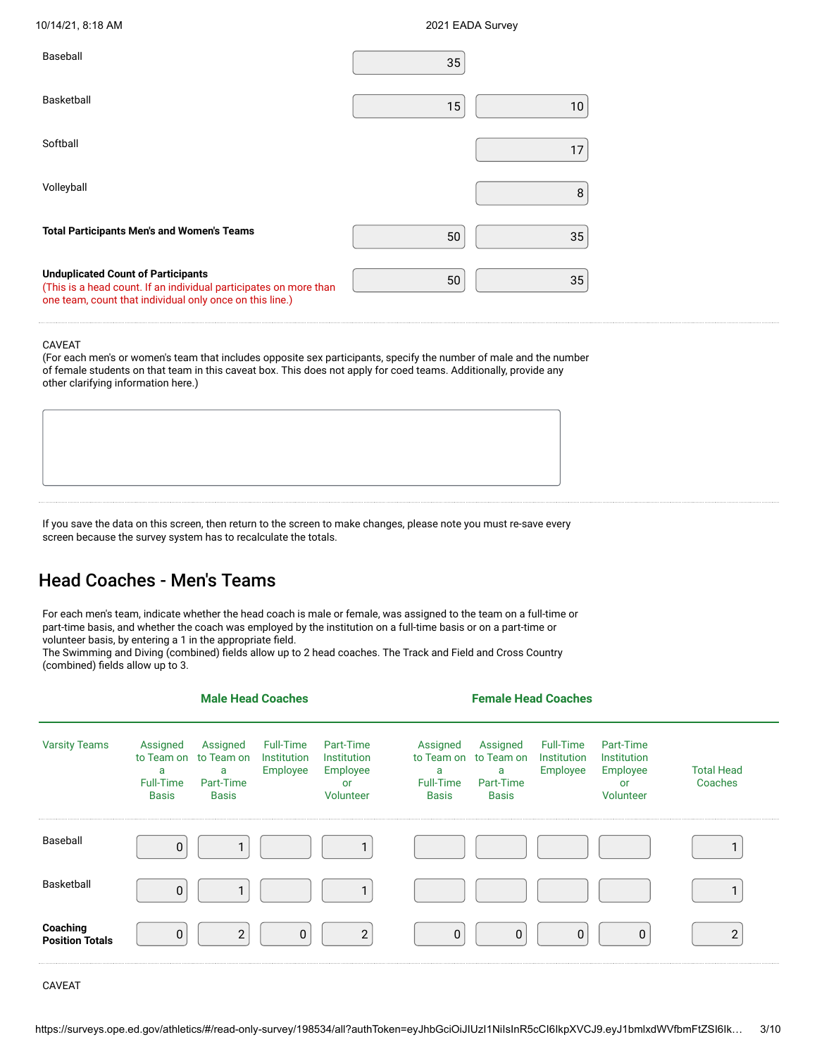| | | |
|---|---|---|
| Baseball | 35 | |
| Basketball | 15 | 10 |
| Softball | | 17 |
| Volleyball | | 8 |
| **Total Participants Men's and Women's Teams** | 50 | 35 |
| **Unduplicated Count of Participants** (This is a head count. If an individual participates on more than one team, count that individual only once on this line.) | 50 | 35 |

CAVEAT
(For each men's or women's team that includes opposite sex participants, specify the number of male and the number of female students on that team in this caveat box. This does not apply for coed teams. Additionally, provide any other clarifying information here.)

If you save the data on this screen, then return to the screen to make changes, please note you must re-save every screen because the survey system has to recalculate the totals.

## Head Coaches - Men's Teams

For each men's team, indicate whether the head coach is male or female, was assigned to the team on a full-time or part-time basis, and whether the coach was employed by the institution on a full-time basis or on a part-time or volunteer basis, by entering a 1 in the appropriate field.
The Swimming and Diving (combined) fields allow up to 2 head coaches. The Track and Field and Cross Country (combined) fields allow up to 3.

| | Male Head Coaches | | | | Female Head Coaches | | | | |
|---|---|---|---|---|---|---|---|---|---|
| Varsity Teams | Assigned to Team on a Full-Time Basis | Assigned to Team on a Part-Time Basis | Full-Time Institution Employee | Part-Time Institution Employee or Volunteer | Assigned to Team on a Full-Time Basis | Assigned to Team on a Part-Time Basis | Full-Time Institution Employee | Part-Time Institution Employee or Volunteer | Total Head Coaches |
| Baseball | 0 | 1 | | 1 | | | | | 1 |
| Basketball | 0 | 1 | | 1 | | | | | 1 |
| **Coaching Position Totals** | 0 | 2 | 0 | 2 | 0 | 0 | 0 | 0 | 2 |

CAVEAT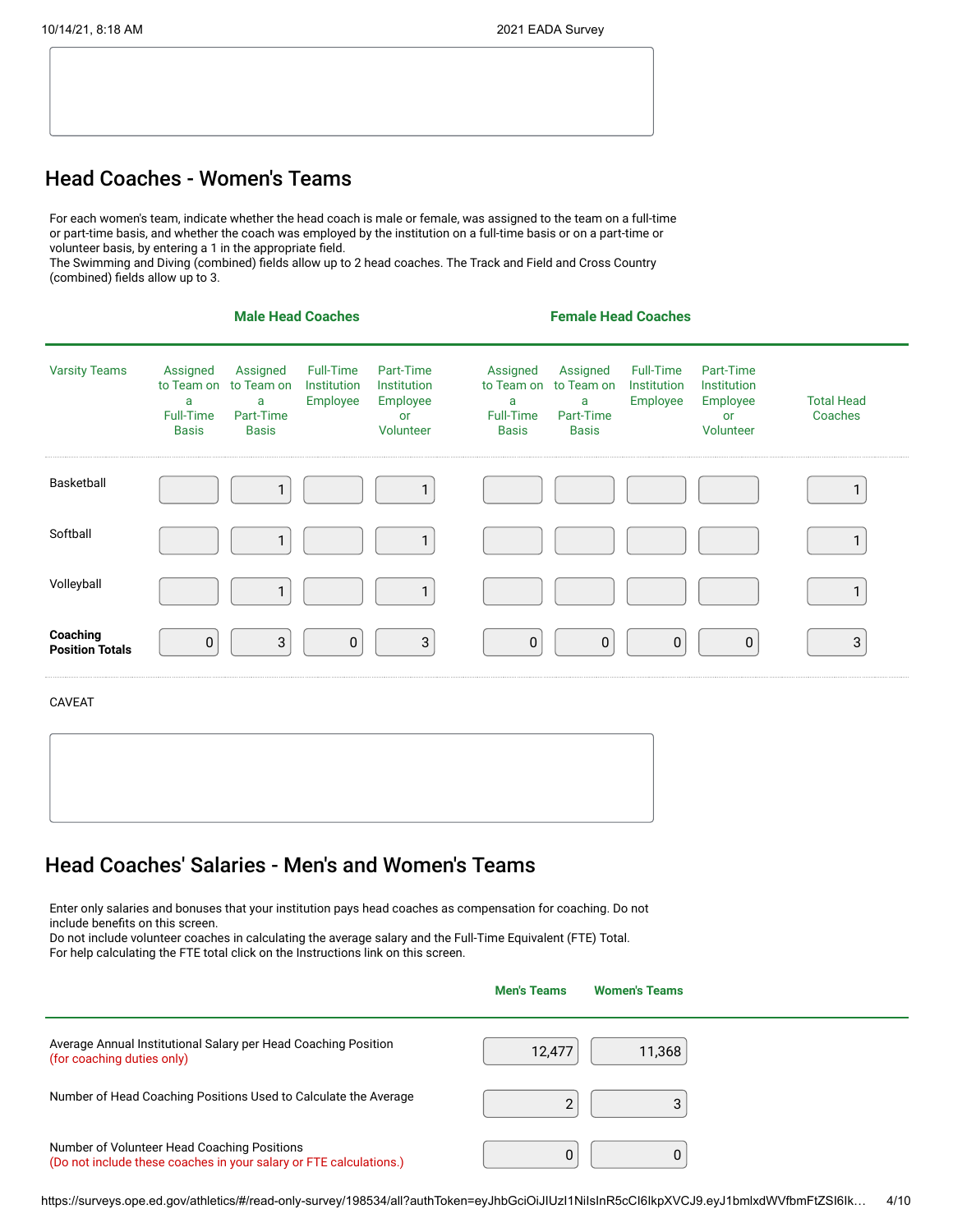## Head Coaches - Women's Teams

For each women's team, indicate whether the head coach is male or female, was assigned to the team on a full-time or part-time basis, and whether the coach was employed by the institution on a full-time basis or on a part-time or volunteer basis, by entering a 1 in the appropriate field.
The Swimming and Diving (combined) fields allow up to 2 head coaches. The Track and Field and Cross Country (combined) fields allow up to 3.

| | Male Head Coaches | | | | Female Head Coaches | | | | |
|---|---|---|---|---|---|---|---|---|---|
| Varsity Teams | Assigned to Team on a Full-Time Basis | Assigned to Team on a Part-Time Basis | Full-Time Institution Employee | Part-Time Institution Employee or Volunteer | Assigned to Team on a Full-Time Basis | Assigned to Team on a Part-Time Basis | Full-Time Institution Employee | Part-Time Institution Employee or Volunteer | Total Head Coaches |
| Basketball | | 1 | | 1 | | | | | 1 |
| Softball | | 1 | | 1 | | | | | 1 |
| Volleyball | | 1 | | 1 | | | | | 1 |
| **Coaching Position Totals** | 0 | 3 | 0 | 3 | 0 | 0 | 0 | 0 | 3 |

CAVEAT

## Head Coaches' Salaries - Men's and Women's Teams

Enter only salaries and bonuses that your institution pays head coaches as compensation for coaching. Do not include benefits on this screen.
Do not include volunteer coaches in calculating the average salary and the Full-Time Equivalent (FTE) Total.
For help calculating the FTE total click on the Instructions link on this screen.

| | Men's Teams | Women's Teams |
|---|---|---|
| Average Annual Institutional Salary per Head Coaching Position (for coaching duties only) | 12,477 | 11,368 |
| Number of Head Coaching Positions Used to Calculate the Average | 2 | 3 |
| Number of Volunteer Head Coaching Positions (Do not include these coaches in your salary or FTE calculations.) | 0 | 0 |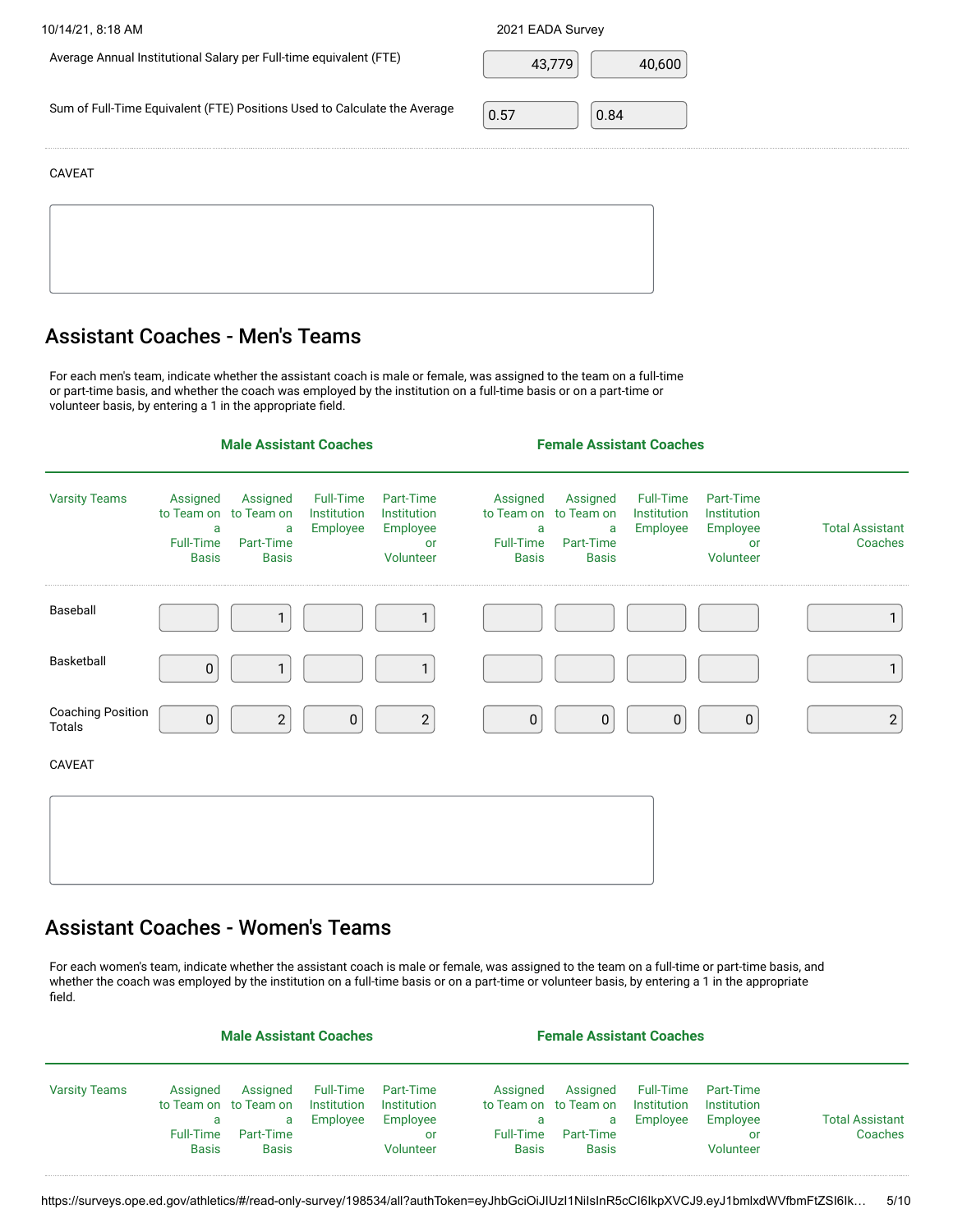| | | |
|---|---|---|
| Average Annual Institutional Salary per Full-time equivalent (FTE) | 43,779 | 40,600 |
| Sum of Full-Time Equivalent (FTE) Positions Used to Calculate the Average | 0.57 | 0.84 |

CAVEAT

## Assistant Coaches - Men's Teams

For each men's team, indicate whether the assistant coach is male or female, was assigned to the team on a full-time or part-time basis, and whether the coach was employed by the institution on a full-time basis or on a part-time or volunteer basis, by entering a 1 in the appropriate field.

| | Male Assistant Coaches | | | | Female Assistant Coaches | | | | |
|---|---|---|---|---|---|---|---|---|---|
| Varsity Teams | Assigned to Team on a Full-Time Basis | Assigned to Team on a Part-Time Basis | Full-Time Institution Employee | Part-Time Institution Employee or Volunteer | Assigned to Team on a Full-Time Basis | Assigned to Team on a Part-Time Basis | Full-Time Institution Employee | Part-Time Institution Employee or Volunteer | Total Assistant Coaches |
| Baseball | | 1 | | 1 | | | | | 1 |
| Basketball | 0 | 1 | | 1 | | | | | 1 |
| Coaching Position Totals | 0 | 2 | 0 | 2 | 0 | 0 | 0 | 0 | 2 |

CAVEAT

## Assistant Coaches - Women's Teams

For each women's team, indicate whether the assistant coach is male or female, was assigned to the team on a full-time or part-time basis, and whether the coach was employed by the institution on a full-time basis or on a part-time or volunteer basis, by entering a 1 in the appropriate field.

| | Male Assistant Coaches | | | | Female Assistant Coaches | | | | |
|---|---|---|---|---|---|---|---|---|---|
| Varsity Teams | Assigned to Team on a Full-Time Basis | Assigned to Team on a Part-Time Basis | Full-Time Institution Employee | Part-Time Institution Employee or Volunteer | Assigned to Team on a Full-Time Basis | Assigned to Team on a Part-Time Basis | Full-Time Institution Employee | Part-Time Institution Employee or Volunteer | Total Assistant Coaches |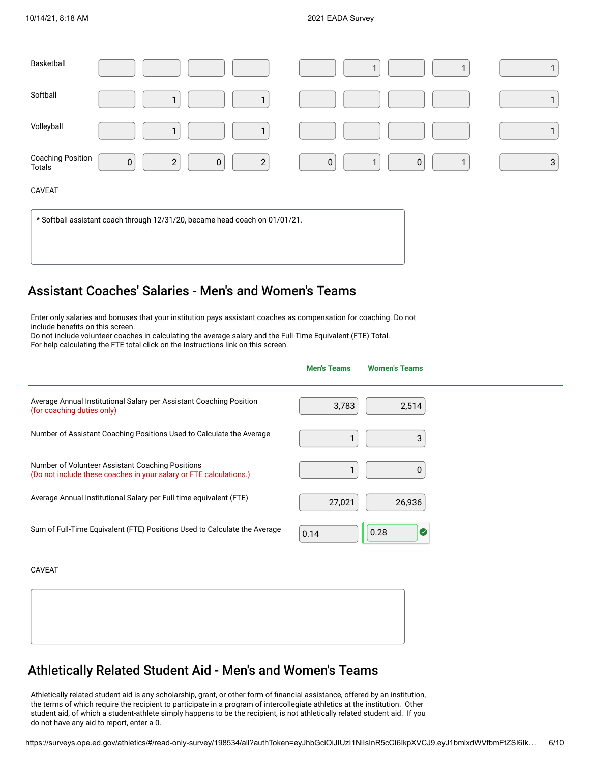| | | | | | | | | | |
|---|---|---|---|---|---|---|---|---|---|
| Basketball | | | | | | 1 | | 1 | 1 |
| Softball | | 1 | | 1 | | | | | 1 |
| Volleyball | | 1 | | 1 | | | | | 1 |
| Coaching Position Totals | 0 | 2 | 0 | 2 | 0 | 1 | 0 | 1 | 3 |

CAVEAT

* Softball assistant coach through 12/31/20, became head coach on 01/01/21.

## Assistant Coaches' Salaries - Men's and Women's Teams

Enter only salaries and bonuses that your institution pays assistant coaches as compensation for coaching. Do not include benefits on this screen.
Do not include volunteer coaches in calculating the average salary and the Full-Time Equivalent (FTE) Total.
For help calculating the FTE total click on the Instructions link on this screen.

| | Men's Teams | Women's Teams |
|---|---|---|
| Average Annual Institutional Salary per Assistant Coaching Position (for coaching duties only) | 3,783 | 2,514 |
| Number of Assistant Coaching Positions Used to Calculate the Average | 1 | 3 |
| Number of Volunteer Assistant Coaching Positions (Do not include these coaches in your salary or FTE calculations.) | 1 | 0 |
| Average Annual Institutional Salary per Full-time equivalent (FTE) | 27,021 | 26,936 |
| Sum of Full-Time Equivalent (FTE) Positions Used to Calculate the Average | 0.14 | 0.28 |

CAVEAT

## Athletically Related Student Aid - Men's and Women's Teams

Athletically related student aid is any scholarship, grant, or other form of financial assistance, offered by an institution, the terms of which require the recipient to participate in a program of intercollegiate athletics at the institution. Other student aid, of which a student-athlete simply happens to be the recipient, is not athletically related student aid. If you do not have any aid to report, enter a 0.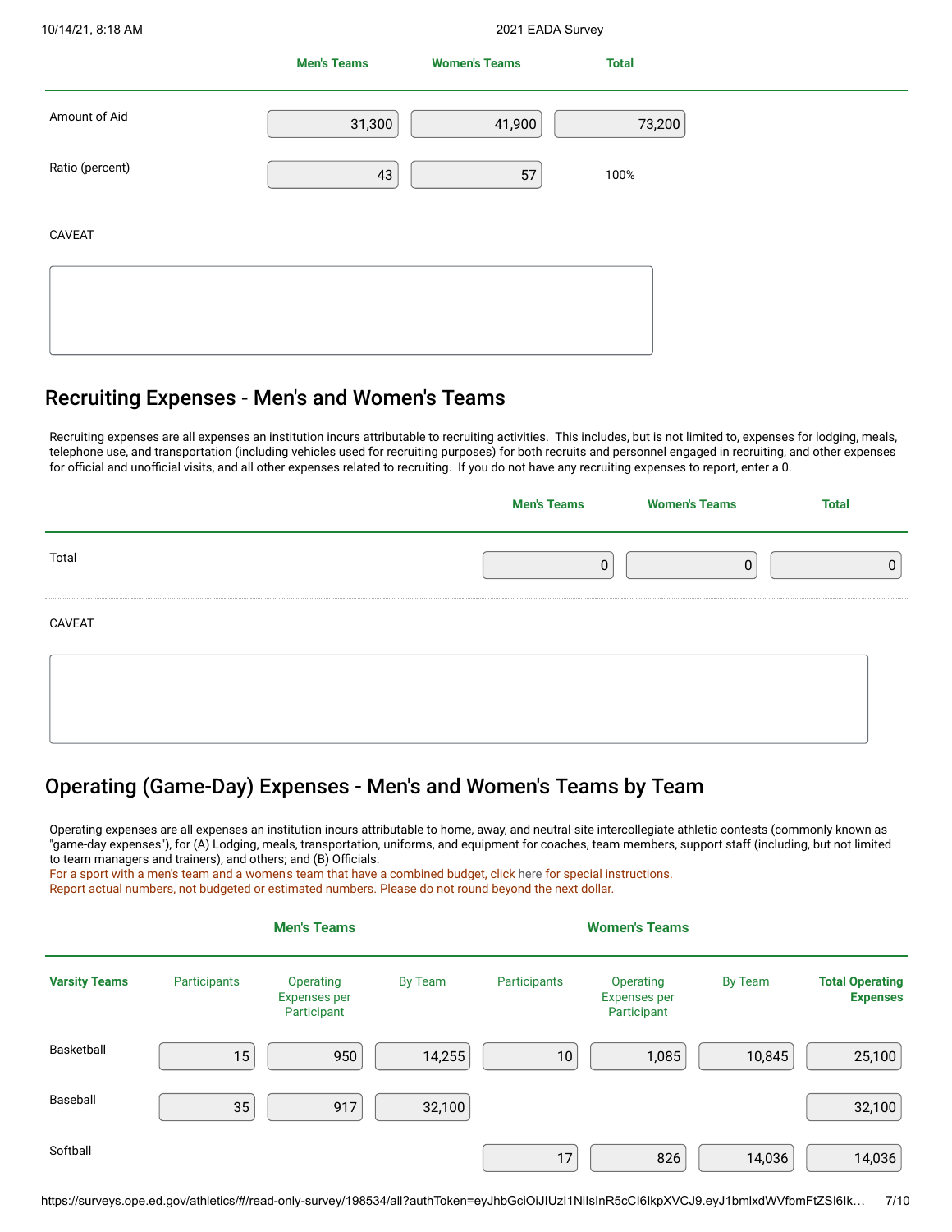| | Men's Teams | Women's Teams | Total |
|---|---|---|---|
| Amount of Aid | 31,300 | 41,900 | 73,200 |
| Ratio (percent) | 43 | 57 | 100% |

CAVEAT

## Recruiting Expenses - Men's and Women's Teams

Recruiting expenses are all expenses an institution incurs attributable to recruiting activities. This includes, but is not limited to, expenses for lodging, meals, telephone use, and transportation (including vehicles used for recruiting purposes) for both recruits and personnel engaged in recruiting, and other expenses for official and unofficial visits, and all other expenses related to recruiting. If you do not have any recruiting expenses to report, enter a 0.

| | Men's Teams | Women's Teams | Total |
|---|---|---|---|
| Total | 0 | 0 | 0 |

CAVEAT

## Operating (Game-Day) Expenses - Men's and Women's Teams by Team

Operating expenses are all expenses an institution incurs attributable to home, away, and neutral-site intercollegiate athletic contests (commonly known as "game-day expenses"), for (A) Lodging, meals, transportation, uniforms, and equipment for coaches, team members, support staff (including, but not limited to team managers and trainers), and others; and (B) Officials.

For a sport with a men's team and a women's team that have a combined budget, click here for special instructions.

Report actual numbers, not budgeted or estimated numbers. Please do not round beyond the next dollar.

| | Men's Teams | | | Women's Teams | | | |
|---|---|---|---|---|---|---|---|
| Varsity Teams | Participants | Operating Expenses per Participant | By Team | Participants | Operating Expenses per Participant | By Team | Total Operating Expenses |
| Basketball | 15 | 950 | 14,255 | 10 | 1,085 | 10,845 | 25,100 |
| Baseball | 35 | 917 | 32,100 | | | | 32,100 |
| Softball | | | | 17 | 826 | 14,036 | 14,036 |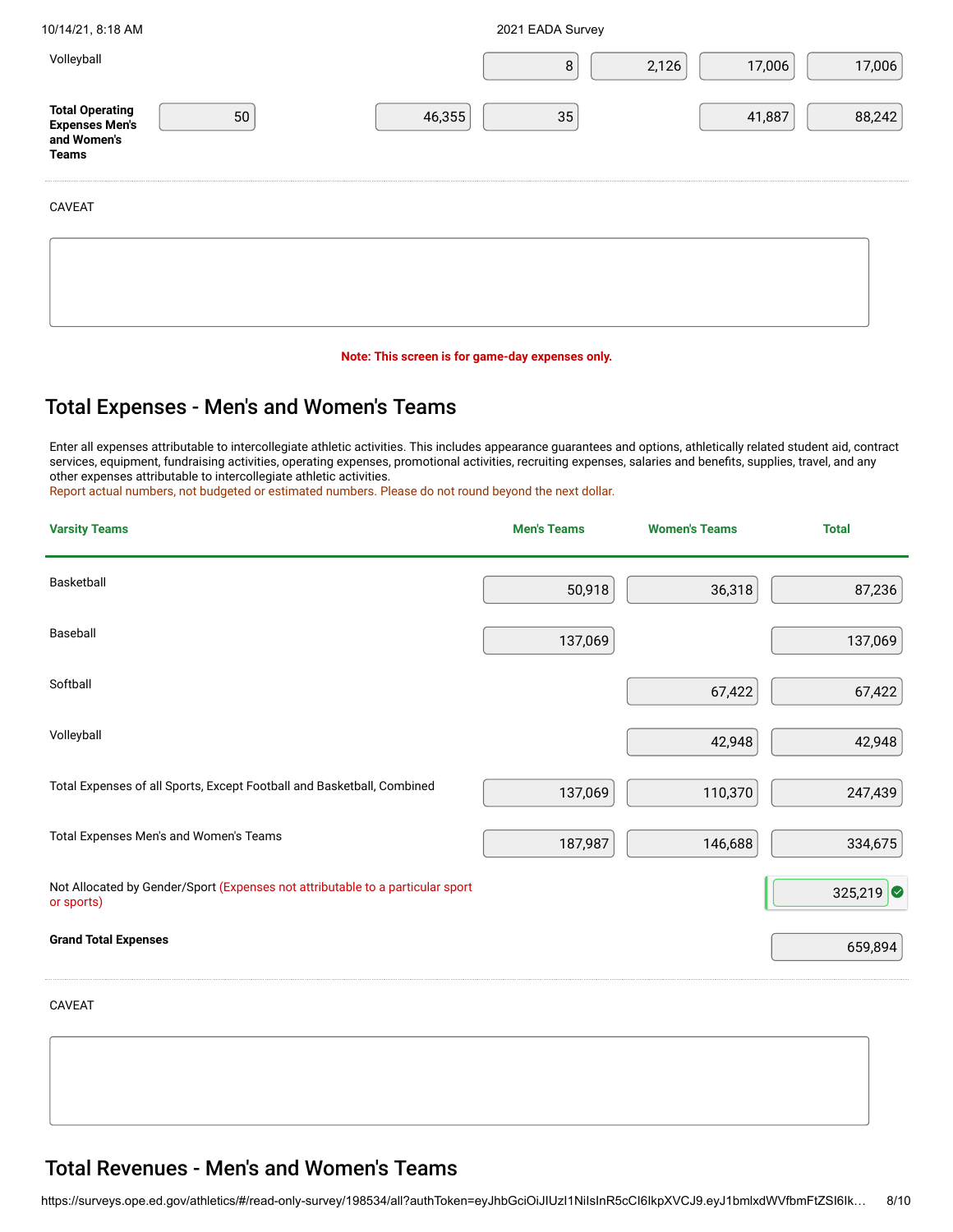| | | | | | | | |
|---|---|---|---|---|---|---|---|
| Volleyball | | | | 8 | 2,126 | 17,006 | 17,006 |
| **Total Operating Expenses Men's and Women's Teams** | 50 | | 46,355 | 35 | | 41,887 | 88,242 |

CAVEAT

**Note: This screen is for game-day expenses only.**

## Total Expenses - Men's and Women's Teams

Enter all expenses attributable to intercollegiate athletic activities. This includes appearance guarantees and options, athletically related student aid, contract services, equipment, fundraising activities, operating expenses, promotional activities, recruiting expenses, salaries and benefits, supplies, travel, and any other expenses attributable to intercollegiate athletic activities.
Report actual numbers, not budgeted or estimated numbers. Please do not round beyond the next dollar.

| Varsity Teams | Men's Teams | Women's Teams | Total |
|---|---|---|---|
| Basketball | 50,918 | 36,318 | 87,236 |
| Baseball | 137,069 | | 137,069 |
| Softball | | 67,422 | 67,422 |
| Volleyball | | 42,948 | 42,948 |
| Total Expenses of all Sports, Except Football and Basketball, Combined | 137,069 | 110,370 | 247,439 |
| Total Expenses Men's and Women's Teams | 187,987 | 146,688 | 334,675 |
| Not Allocated by Gender/Sport (Expenses not attributable to a particular sport or sports) | | | 325,219 |
| **Grand Total Expenses** | | | 659,894 |

CAVEAT

## Total Revenues - Men's and Women's Teams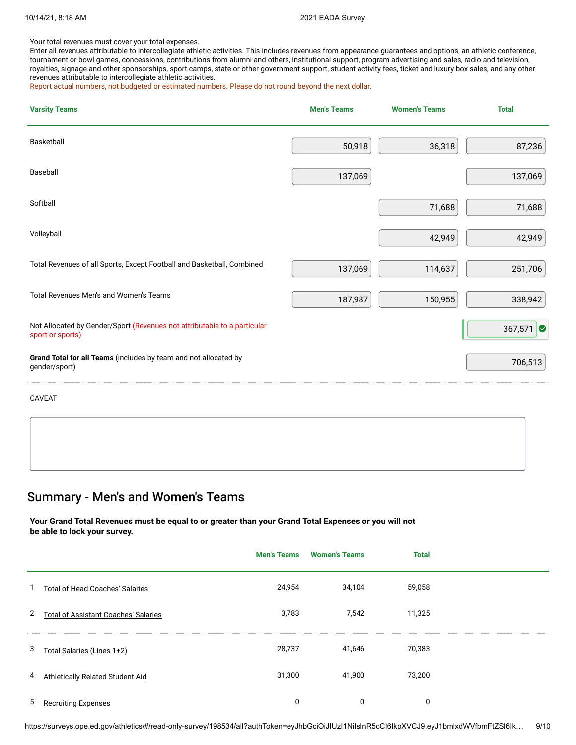Your total revenues must cover your total expenses.
Enter all revenues attributable to intercollegiate athletic activities. This includes revenues from appearance guarantees and options, an athletic conference, tournament or bowl games, concessions, contributions from alumni and others, institutional support, program advertising and sales, radio and television, royalties, signage and other sponsorships, sport camps, state or other government support, student activity fees, ticket and luxury box sales, and any other revenues attributable to intercollegiate athletic activities.
Report actual numbers, not budgeted or estimated numbers. Please do not round beyond the next dollar.

| Varsity Teams | Men's Teams | Women's Teams | Total |
|---|---|---|---|
| Basketball | 50,918 | 36,318 | 87,236 |
| Baseball | 137,069 | | 137,069 |
| Softball | | 71,688 | 71,688 |
| Volleyball | | 42,949 | 42,949 |
| Total Revenues of all Sports, Except Football and Basketball, Combined | 137,069 | 114,637 | 251,706 |
| Total Revenues Men's and Women's Teams | 187,987 | 150,955 | 338,942 |
| Not Allocated by Gender/Sport (Revenues not attributable to a particular sport or sports) | | | 367,571 |
| **Grand Total for all Teams** (includes by team and not allocated by gender/sport) | | | 706,513 |

CAVEAT

## Summary - Men's and Women's Teams

**Your Grand Total Revenues must be equal to or greater than your Grand Total Expenses or you will not be able to lock your survey.**

| | | Men's Teams | Women's Teams | Total |
|---|---|---|---|---|
| 1 | Total of Head Coaches' Salaries | 24,954 | 34,104 | 59,058 |
| 2 | Total of Assistant Coaches' Salaries | 3,783 | 7,542 | 11,325 |
| 3 | Total Salaries (Lines 1+2) | 28,737 | 41,646 | 70,383 |
| 4 | Athletically Related Student Aid | 31,300 | 41,900 | 73,200 |
| 5 | Recruiting Expenses | 0 | 0 | 0 |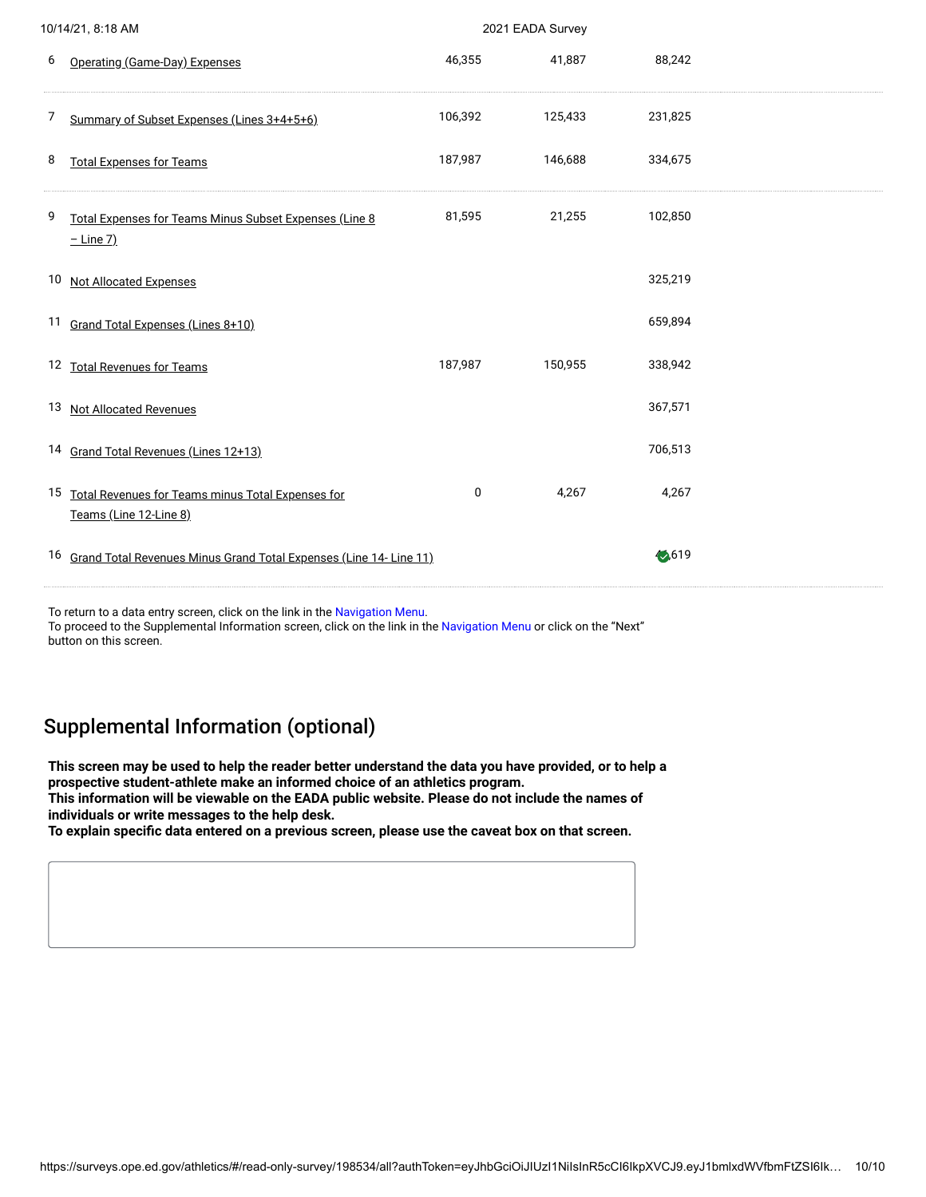| | | | | |
|---|---|---|---|---|
| 6 | Operating (Game-Day) Expenses | 46,355 | 41,887 | 88,242 |
| 7 | Summary of Subset Expenses (Lines 3+4+5+6) | 106,392 | 125,433 | 231,825 |
| 8 | Total Expenses for Teams | 187,987 | 146,688 | 334,675 |
| 9 | Total Expenses for Teams Minus Subset Expenses (Line 8 – Line 7) | 81,595 | 21,255 | 102,850 |
| 10 | Not Allocated Expenses | | | 325,219 |
| 11 | Grand Total Expenses (Lines 8+10) | | | 659,894 |
| 12 | Total Revenues for Teams | 187,987 | 150,955 | 338,942 |
| 13 | Not Allocated Revenues | | | 367,571 |
| 14 | Grand Total Revenues (Lines 12+13) | | | 706,513 |
| 15 | Total Revenues for Teams minus Total Expenses for Teams (Line 12-Line 8) | 0 | 4,267 | 4,267 |
| 16 | Grand Total Revenues Minus Grand Total Expenses (Line 14- Line 11) | | | 46,619 |

To return to a data entry screen, click on the link in the Navigation Menu.
To proceed to the Supplemental Information screen, click on the link in the Navigation Menu or click on the "Next" button on this screen.

## Supplemental Information (optional)

**This screen may be used to help the reader better understand the data you have provided, or to help a prospective student-athlete make an informed choice of an athletics program.**
**This information will be viewable on the EADA public website. Please do not include the names of individuals or write messages to the help desk.**
**To explain specific data entered on a previous screen, please use the caveat box on that screen.**